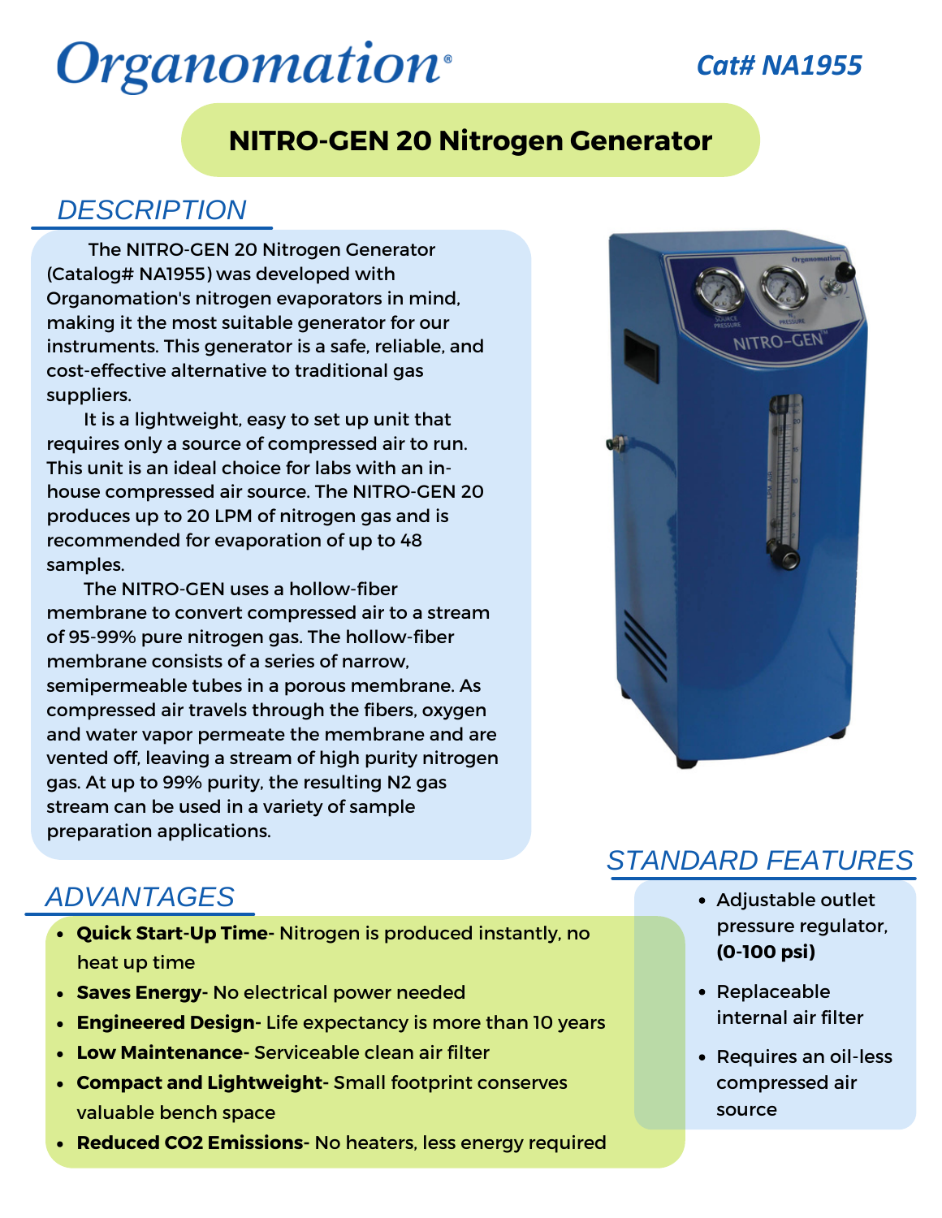# Organomation®

**Cat# NA1955**

## NITRO-GEN 20 Nitrogen Generator

## DESCRIPTION

The NITRO-GEN 20 Nitrogen Generator (Catalog# NA1955) was developed with Organomation's nitrogen evaporators in mind, making it the most suitable generator for our instruments. This generator is a safe, reliable, and cost-effective alternative to traditional gas suppliers.

It is a lightweight, easy to set up unit that requires only a source of compressed air to run. This unit is an ideal choice for labs with an in-house compressed air source. The NITRO-GEN 20 produces up to 20 LPM of nitrogen gas and is recommended for evaporation of up to 48 samples.

The NITRO-GEN uses a hollow-fiber membrane to convert compressed air to a stream of 95-99% pure nitrogen gas. The hollow-fiber membrane consists of a series of narrow, semipermeable tubes in a porous membrane. As compressed air travels through the fibers, oxygen and water vapor permeate the membrane and are vented off, leaving a stream of high purity nitrogen gas. At up to 99% purity, the resulting $N_2$ gas stream can be used in a variety of sample preparation applications.

## STANDARD FEATURES

- Adjustable outlet pressure regulator, **(0-100 psi)**
- Replaceable internal air filter
- Requires an oil-less compressed air source

## ADVANTAGES

- ***Quick Start-Up Time***- Nitrogen is produced instantly, no heat up time
- ***Saves Energy***- No electrical power needed
- ***Engineered Design***- Life expectancy is more than 10 years
- ***Low Maintenance***- Serviceable clean air filter
- ***Compact and Lightweight***- Small footprint conserves valuable bench space
- ***Reduced CO2 Emissions***- No heaters, less energy required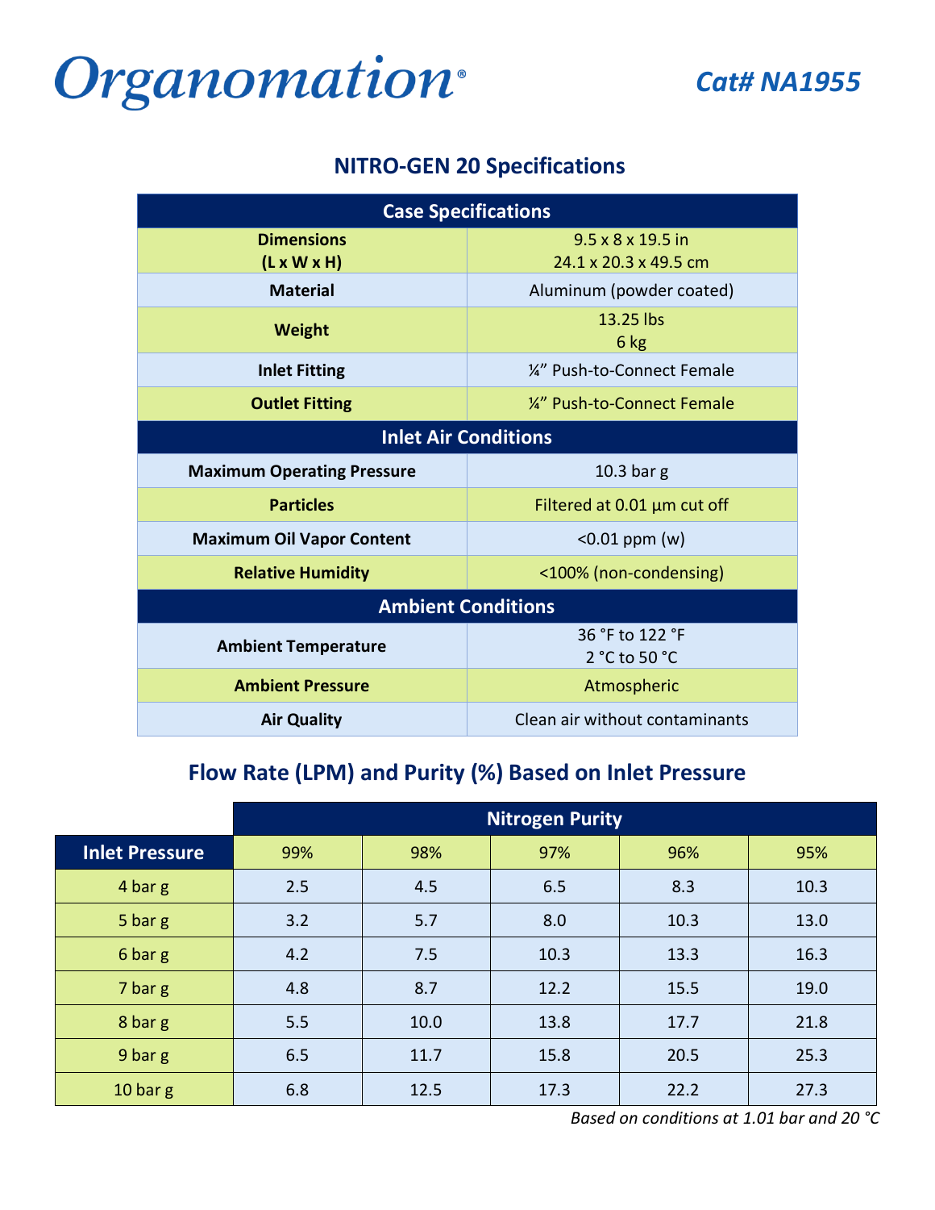# Organomation®

***Cat# NA1955***

## NITRO-GEN 20 Specifications

| Case Specifications | |
|---|---|
| **Dimensions (L x W x H)** | 9.5 x 8 x 19.5 in<br>24.1 x 20.3 x 49.5 cm |
| **Material** | Aluminum (powder coated) |
| **Weight** | 13.25 lbs<br>6 kg |
| **Inlet Fitting** | ¼" Push-to-Connect Female |
| **Outlet Fitting** | ¼" Push-to-Connect Female |
| **Inlet Air Conditions** | |
| **Maximum Operating Pressure** | 10.3 bar g |
| **Particles** | Filtered at 0.01 µm cut off |
| **Maximum Oil Vapor Content** | <0.01 ppm (w) |
| **Relative Humidity** | <100% (non-condensing) |
| **Ambient Conditions** | |
| **Ambient Temperature** | 36 °F to 122 °F<br>2 °C to 50 °C |
| **Ambient Pressure** | Atmospheric |
| **Air Quality** | Clean air without contaminants |

## Flow Rate (LPM) and Purity (%) Based on Inlet Pressure

| | Nitrogen Purity | | | | |
|---|---|---|---|---|---|
| **Inlet Pressure** | 99% | 98% | 97% | 96% | 95% |
| 4 bar g | 2.5 | 4.5 | 6.5 | 8.3 | 10.3 |
| 5 bar g | 3.2 | 5.7 | 8.0 | 10.3 | 13.0 |
| 6 bar g | 4.2 | 7.5 | 10.3 | 13.3 | 16.3 |
| 7 bar g | 4.8 | 8.7 | 12.2 | 15.5 | 19.0 |
| 8 bar g | 5.5 | 10.0 | 13.8 | 17.7 | 21.8 |
| 9 bar g | 6.5 | 11.7 | 15.8 | 20.5 | 25.3 |
| 10 bar g | 6.8 | 12.5 | 17.3 | 22.2 | 27.3 |

*Based on conditions at 1.01 bar and 20 °C*